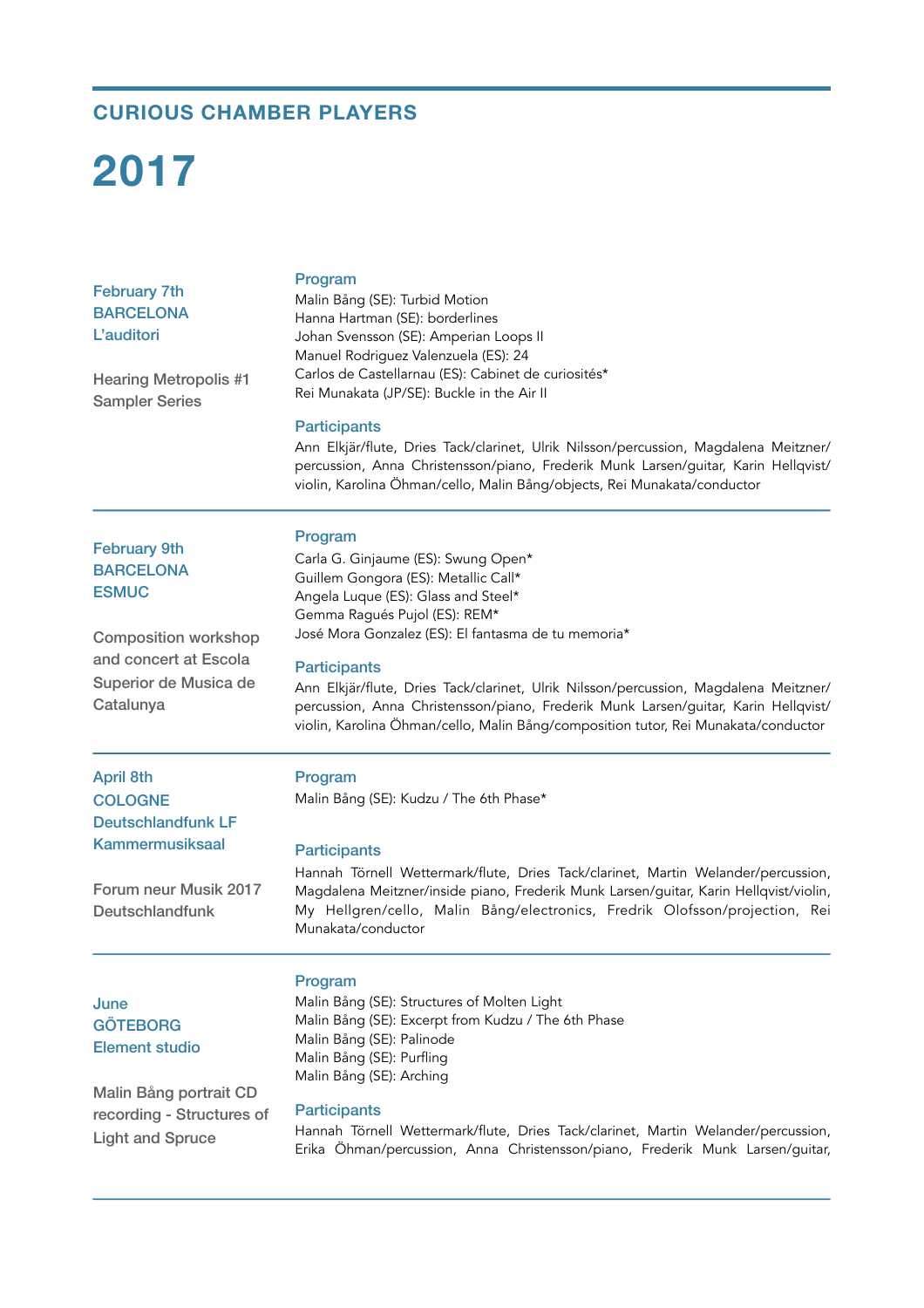## CURIOUS CHAMBER PLAYERS

# 2017

---

### February 7th
### BARCELONA
### L'auditori

Hearing Metropolis #1
Sampler Series

**Program**

Malin Bång (SE): Turbid Motion
Hanna Hartman (SE): borderlines
Johan Svensson (SE): Amperian Loops II
Manuel Rodriguez Valenzuela (ES): 24
Carlos de Castellarnau (ES): Cabinet de curiosités*
Rei Munakata (JP/SE): Buckle in the Air II

**Participants**

Ann Elkjär/flute, Dries Tack/clarinet, Ulrik Nilsson/percussion, Magdalena Meitzner/percussion, Anna Christensson/piano, Frederik Munk Larsen/guitar, Karin Hellqvist/violin, Karolina Öhman/cello, Malin Bång/objects, Rei Munakata/conductor

---

### February 9th
### BARCELONA
### ESMUC

Composition workshop and concert at Escola Superior de Musica de Catalunya

**Program**

Carla G. Ginjaume (ES): Swung Open*
Guillem Gongora (ES): Metallic Call*
Angela Luque (ES): Glass and Steel*
Gemma Ragués Pujol (ES): REM*
José Mora Gonzalez (ES): El fantasma de tu memoria*

**Participants**

Ann Elkjär/flute, Dries Tack/clarinet, Ulrik Nilsson/percussion, Magdalena Meitzner/percussion, Anna Christensson/piano, Frederik Munk Larsen/guitar, Karin Hellqvist/violin, Karolina Öhman/cello, Malin Bång/composition tutor, Rei Munakata/conductor

---

### April 8th
### COLOGNE
### Deutschlandfunk LF Kammermusiksaal

Forum neur Musik 2017 Deutschlandfunk

**Program**

Malin Bång (SE): Kudzu / The 6th Phase*

**Participants**

Hannah Törnell Wettermark/flute, Dries Tack/clarinet, Martin Welander/percussion, Magdalena Meitzner/inside piano, Frederik Munk Larsen/guitar, Karin Hellqvist/violin, My Hellgren/cello, Malin Bång/electronics, Fredrik Olofsson/projection, Rei Munakata/conductor

---

### June
### GÖTEBORG
### Element studio

Malin Bång portrait CD recording - Structures of Light and Spruce

**Program**

Malin Bång (SE): Structures of Molten Light
Malin Bång (SE): Excerpt from Kudzu / The 6th Phase
Malin Bång (SE): Palinode
Malin Bång (SE): Purfling
Malin Bång (SE): Arching

**Participants**

Hannah Törnell Wettermark/flute, Dries Tack/clarinet, Martin Welander/percussion, Erika Öhman/percussion, Anna Christensson/piano, Frederik Munk Larsen/guitar,

---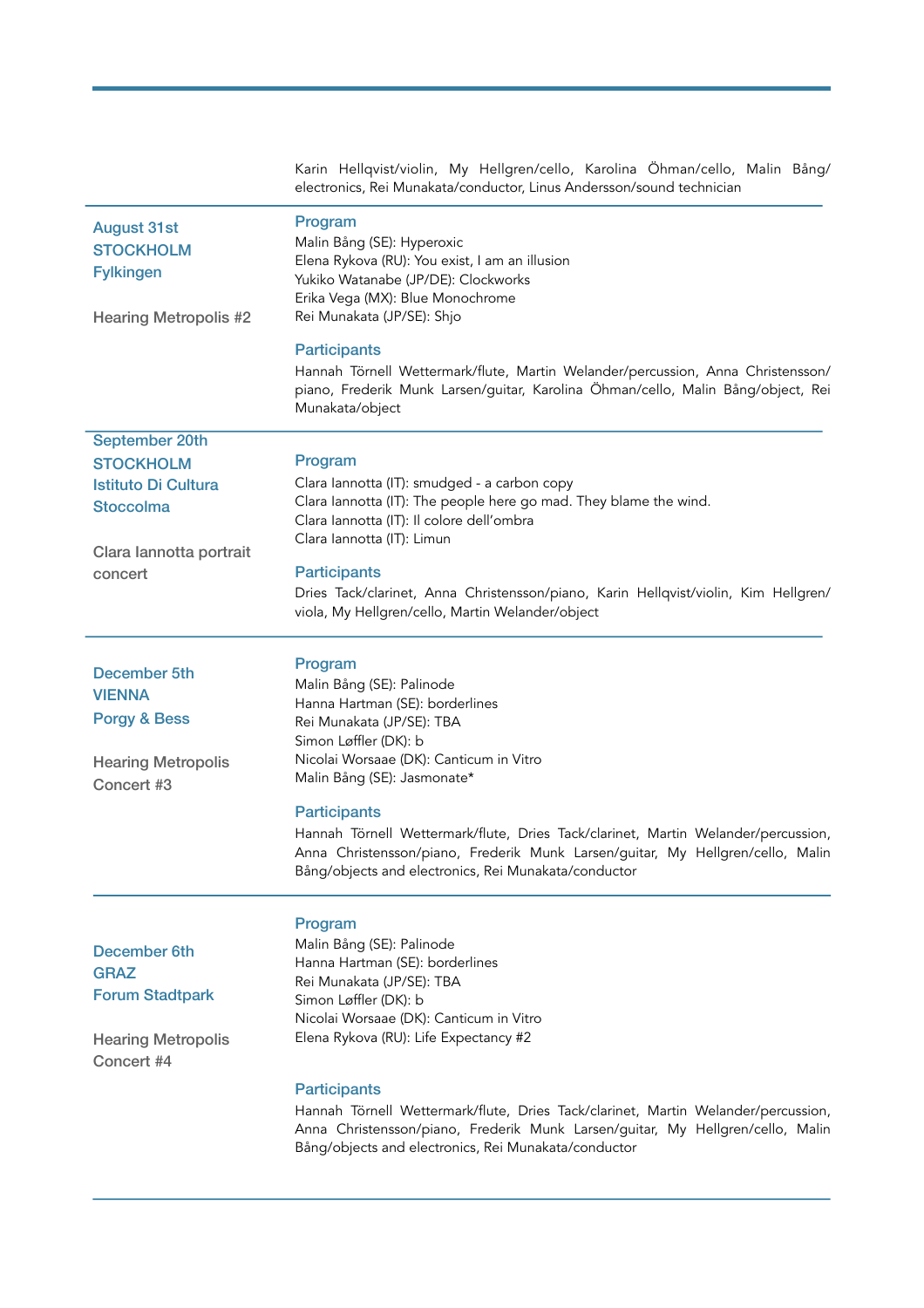Karin Hellqvist/violin, My Hellgren/cello, Karolina Öhman/cello, Malin Bång/electronics, Rei Munakata/conductor, Linus Andersson/sound technician

---

**August 31st**
**STOCKHOLM**
**Fylkingen**

Hearing Metropolis #2

**Program**

Malin Bång (SE): Hyperoxic
Elena Rykova (RU): You exist, I am an illusion
Yukiko Watanabe (JP/DE): Clockworks
Erika Vega (MX): Blue Monochrome
Rei Munakata (JP/SE): Shjo

**Participants**

Hannah Törnell Wettermark/flute, Martin Welander/percussion, Anna Christensson/piano, Frederik Munk Larsen/guitar, Karolina Öhman/cello, Malin Bång/object, Rei Munakata/object

---

**September 20th**
**STOCKHOLM**
**Istituto Di Cultura Stoccolma**

Clara Iannotta portrait concert

**Program**

Clara Iannotta (IT): smudged - a carbon copy
Clara Iannotta (IT): The people here go mad. They blame the wind.
Clara Iannotta (IT): Il colore dell'ombra
Clara Iannotta (IT): Limun

**Participants**

Dries Tack/clarinet, Anna Christensson/piano, Karin Hellqvist/violin, Kim Hellgren/viola, My Hellgren/cello, Martin Welander/object

---

**December 5th**
**VIENNA**
**Porgy & Bess**

Hearing Metropolis Concert #3

**Program**

Malin Bång (SE): Palinode
Hanna Hartman (SE): borderlines
Rei Munakata (JP/SE): TBA
Simon Løffler (DK): b
Nicolai Worsaae (DK): Canticum in Vitro
Malin Bång (SE): Jasmonate*

**Participants**

Hannah Törnell Wettermark/flute, Dries Tack/clarinet, Martin Welander/percussion, Anna Christensson/piano, Frederik Munk Larsen/guitar, My Hellgren/cello, Malin Bång/objects and electronics, Rei Munakata/conductor

---

**December 6th**
**GRAZ**
**Forum Stadtpark**

Hearing Metropolis Concert #4

**Program**

Malin Bång (SE): Palinode
Hanna Hartman (SE): borderlines
Rei Munakata (JP/SE): TBA
Simon Løffler (DK): b
Nicolai Worsaae (DK): Canticum in Vitro
Elena Rykova (RU): Life Expectancy #2

**Participants**

Hannah Törnell Wettermark/flute, Dries Tack/clarinet, Martin Welander/percussion, Anna Christensson/piano, Frederik Munk Larsen/guitar, My Hellgren/cello, Malin Bång/objects and electronics, Rei Munakata/conductor